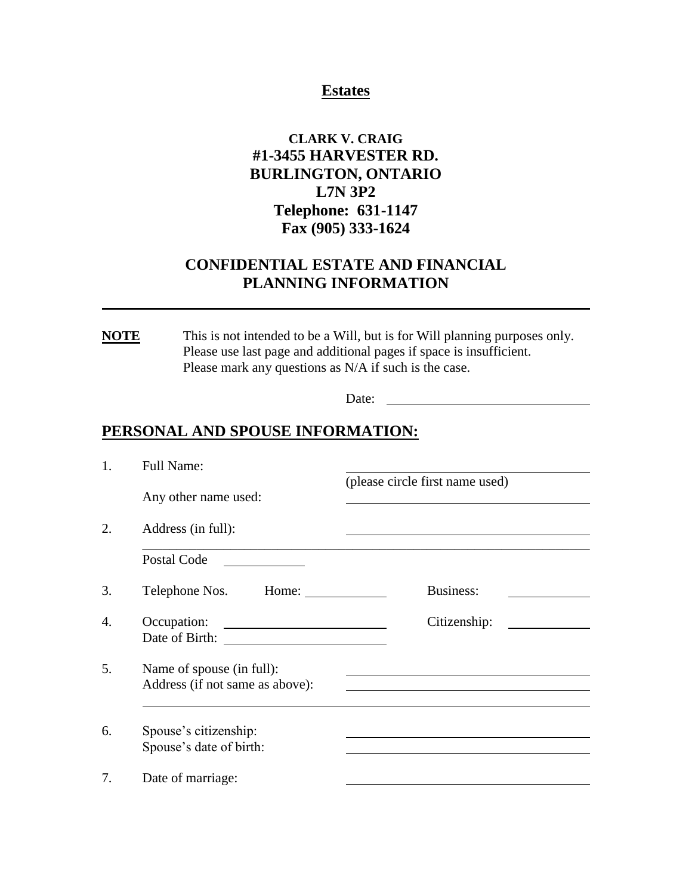# Estates

**CLARK V. CRAIG**
**#1-3455 HARVESTER RD.**
**BURLINGTON, ONTARIO**
**L7N 3P2**
**Telephone: 631-1147**
**Fax (905) 333-1624**

## CONFIDENTIAL ESTATE AND FINANCIAL PLANNING INFORMATION

---

**NOTE** This is not intended to be a Will, but is for Will planning purposes only. Please use last page and additional pages if space is insufficient. Please mark any questions as N/A if such is the case.

Date: ______________________________

## PERSONAL AND SPOUSE INFORMATION:

1. Full Name: ______________________________
   (please circle first name used)
   Any other name used: ______________________________

2. Address (in full): ______________________________
   ______________________________
   Postal Code ____________

3. Telephone Nos. Home: ____________ Business: ____________

4. Occupation: ________________________ Citizenship: ____________
   Date of Birth: ________________________

5. Name of spouse (in full): ______________________________
   Address (if not same as above): ______________________________
   ______________________________

6. Spouse's citizenship: ______________________________
   Spouse's date of birth: ______________________________

7. Date of marriage: ______________________________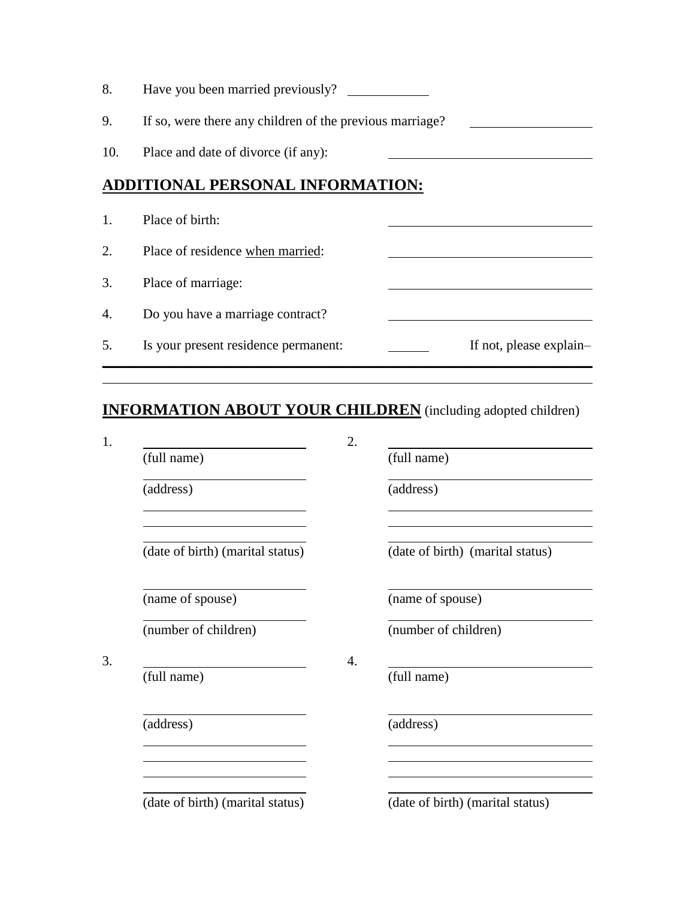8. Have you been married previously? ____________

9. If so, were there any children of the previous marriage? __________________

10. Place and date of divorce (if any): ______________________________

## **ADDITIONAL PERSONAL INFORMATION:**

1. Place of birth: ______________________________

2. Place of residence <u>when married</u>: ______________________________

3. Place of marriage: ______________________________

4. Do you have a marriage contract? ______________________________

5. Is your present residence permanent: ______ If not, please explain–

________________________________________________________________________

________________________________________________________________________

## **INFORMATION ABOUT YOUR CHILDREN** (including adopted children)

1. ________________________
(full name)

________________________
(address)

________________________
________________________
________________________
(date of birth) (marital status)

________________________
(name of spouse)

________________________
(number of children)

2. ________________________
(full name)

________________________
(address)

________________________
________________________
________________________
(date of birth) (marital status)

________________________
(name of spouse)

________________________
(number of children)

3. ________________________
(full name)

________________________
(address)

________________________
________________________
________________________
(date of birth) (marital status)

4. ________________________
(full name)

________________________
(address)

________________________
________________________
________________________
(date of birth) (marital status)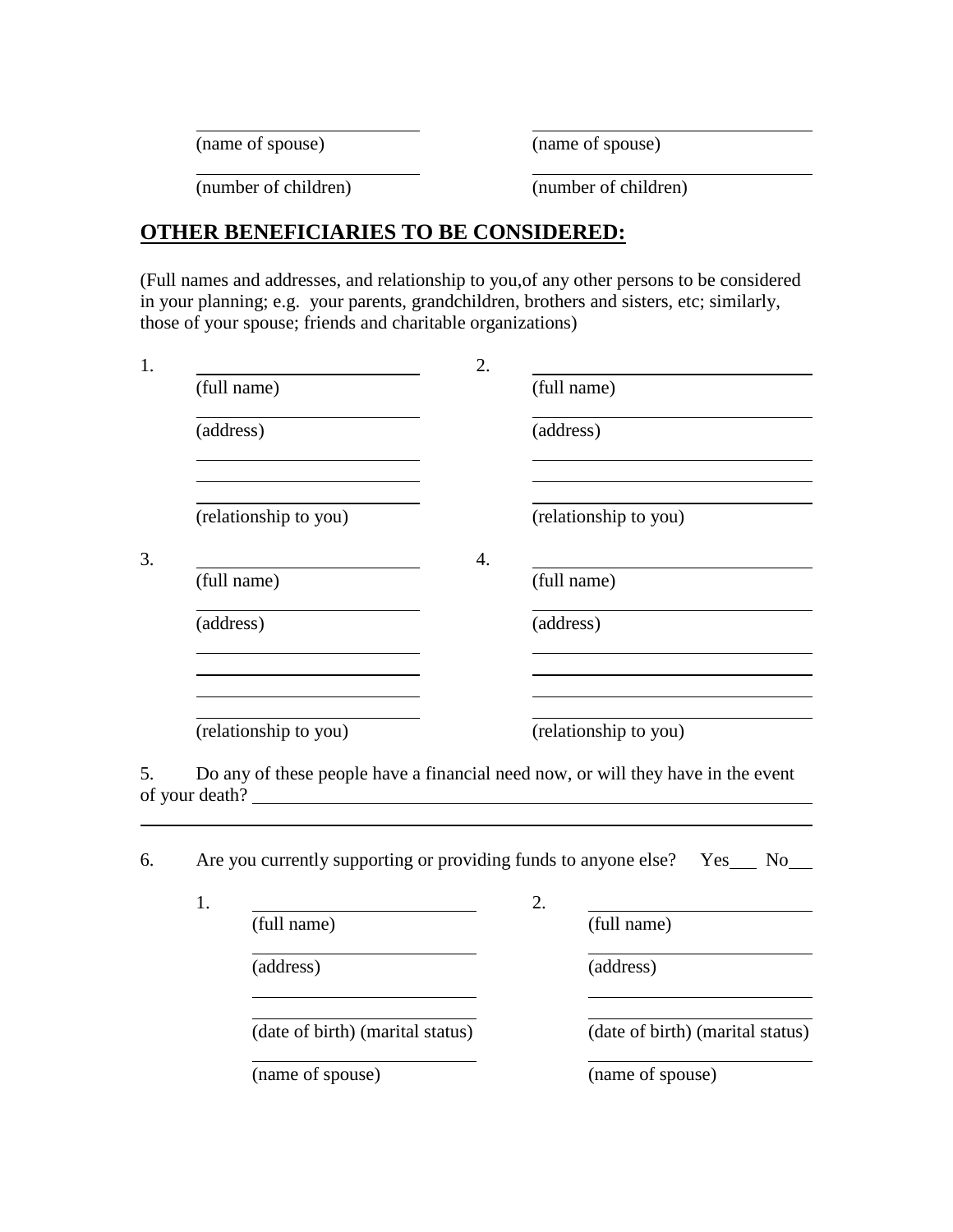| | |
|---|---|
| ______________________ | ______________________ |
| (name of spouse) | (name of spouse) |
| ______________________ | ______________________ |
| (number of children) | (number of children) |

## **OTHER BENEFICIARIES TO BE CONSIDERED:**

(Full names and addresses, and relationship to you,of any other persons to be considered in your planning; e.g. your parents, grandchildren, brothers and sisters, etc; similarly, those of your spouse; friends and charitable organizations)

1. ______________________
   (full name)
   ______________________
   (address)
   ______________________
   ______________________
   ______________________
   (relationship to you)

2. ______________________
   (full name)
   ______________________
   (address)
   ______________________
   ______________________
   ______________________
   (relationship to you)

3. ______________________
   (full name)
   ______________________
   (address)
   ______________________
   ______________________
   ______________________
   ______________________
   (relationship to you)

4. ______________________
   (full name)
   ______________________
   (address)
   ______________________
   ______________________
   ______________________
   ______________________
   (relationship to you)

5. Do any of these people have a financial need now, or will they have in the event of your death? ______________________________________________

______________________________________________________________

6. Are you currently supporting or providing funds to anyone else? Yes___ No___

   1. ______________________
      (full name)
      ______________________
      (address)
      ______________________
      ______________________
      (date of birth) (marital status)
      ______________________
      (name of spouse)

   2. ______________________
      (full name)
      ______________________
      (address)
      ______________________
      ______________________
      (date of birth) (marital status)
      ______________________
      (name of spouse)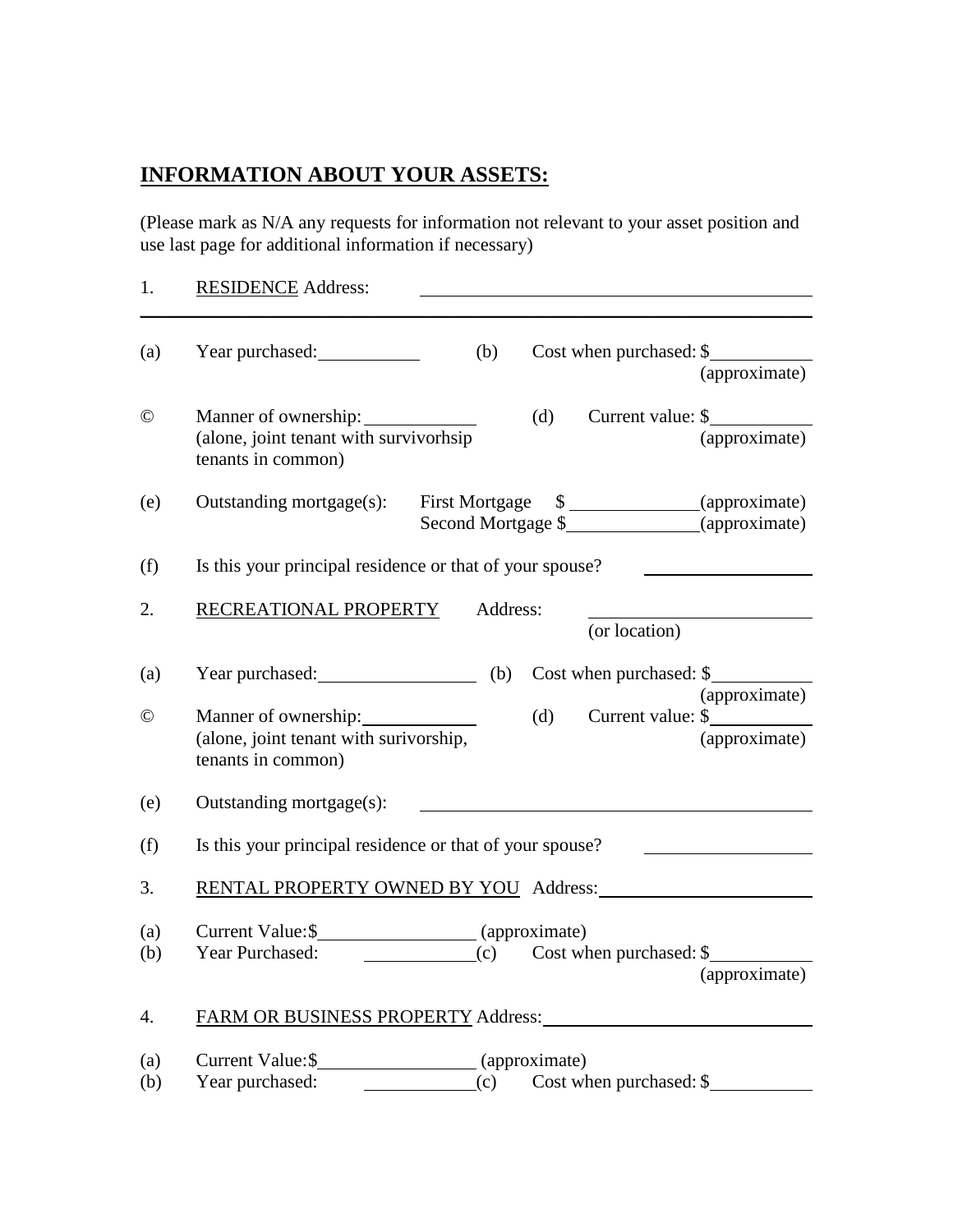## INFORMATION ABOUT YOUR ASSETS:

(Please mark as N/A any requests for information not relevant to your asset position and use last page for additional information if necessary)

1. RESIDENCE Address: ______________________________

______________________________________________________________

(a) Year purchased: __________ (b) Cost when purchased: $__________ (approximate)

© Manner of ownership: __________ (alone, joint tenant with survivorhsip tenants in common) (d) Current value: $__________ (approximate)

(e) Outstanding mortgage(s): First Mortgage $ __________(approximate)
Second Mortgage $__________(approximate)

(f) Is this your principal residence or that of your spouse? __________

2. RECREATIONAL PROPERTY Address: __________ (or location)

(a) Year purchased: __________ (b) Cost when purchased: $__________ (approximate)

© Manner of ownership: __________ (alone, joint tenant with surivorship, tenants in common) (d) Current value: $__________ (approximate)

(e) Outstanding mortgage(s): ______________________________

(f) Is this your principal residence or that of your spouse? __________

3. RENTAL PROPERTY OWNED BY YOU Address: __________

(a) Current Value:$__________ (approximate)
(b) Year Purchased: __________(c) Cost when purchased: $__________ (approximate)

4. FARM OR BUSINESS PROPERTY Address: __________

(a) Current Value:$__________ (approximate)
(b) Year purchased: __________(c) Cost when purchased: $__________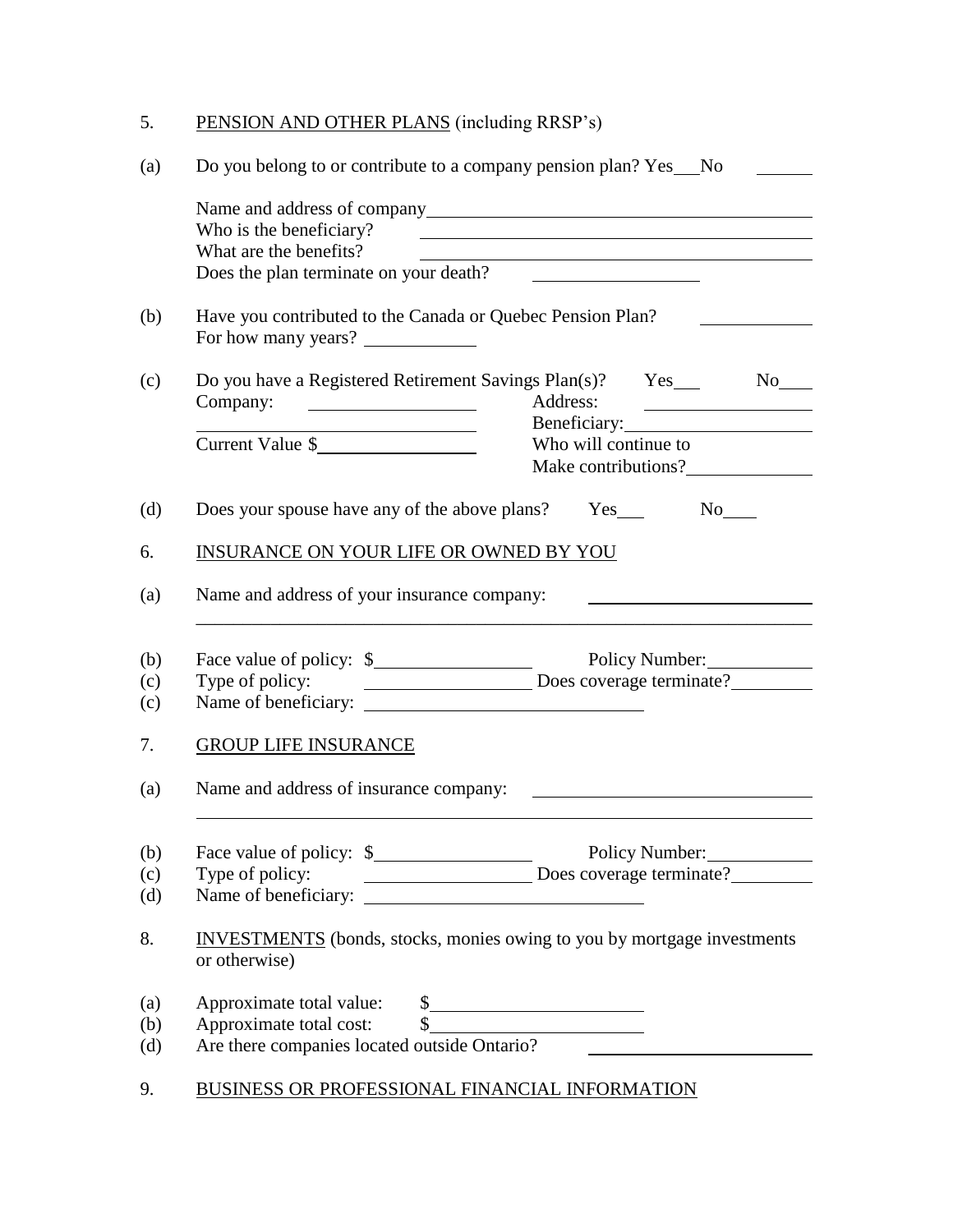5. PENSION AND OTHER PLANS (including RRSP's)

(a) Do you belong to or contribute to a company pension plan? Yes___No ______

Name and address of company______________________________

Who is the beneficiary? ______________________________

What are the benefits? ______________________________

Does the plan terminate on your death? ______________

(b) Have you contributed to the Canada or Quebec Pension Plan? __________

For how many years? __________

(c) Do you have a Registered Retirement Savings Plan(s)? Yes___ No___

Company: ______________ Address: ______________

______________ Beneficiary:______________

Current Value $______________ Who will continue to Make contributions?__________

(d) Does your spouse have any of the above plans? Yes___ No___

6. INSURANCE ON YOUR LIFE OR OWNED BY YOU

(a) Name and address of your insurance company: ______________________________

______________________________________________________________

(b) Face value of policy: $______________ Policy Number:__________

(c) Type of policy: ______________ Does coverage terminate?__________

(c) Name of beneficiary: ______________________

7. GROUP LIFE INSURANCE

(a) Name and address of insurance company: ______________________________

______________________________________________________________

(b) Face value of policy: $______________ Policy Number:__________

(c) Type of policy: ______________ Does coverage terminate?__________

(d) Name of beneficiary: ______________________

8. INVESTMENTS (bonds, stocks, monies owing to you by mortgage investments or otherwise)

(a) Approximate total value: $______________

(b) Approximate total cost: $______________

(d) Are there companies located outside Ontario? ______________

9. BUSINESS OR PROFESSIONAL FINANCIAL INFORMATION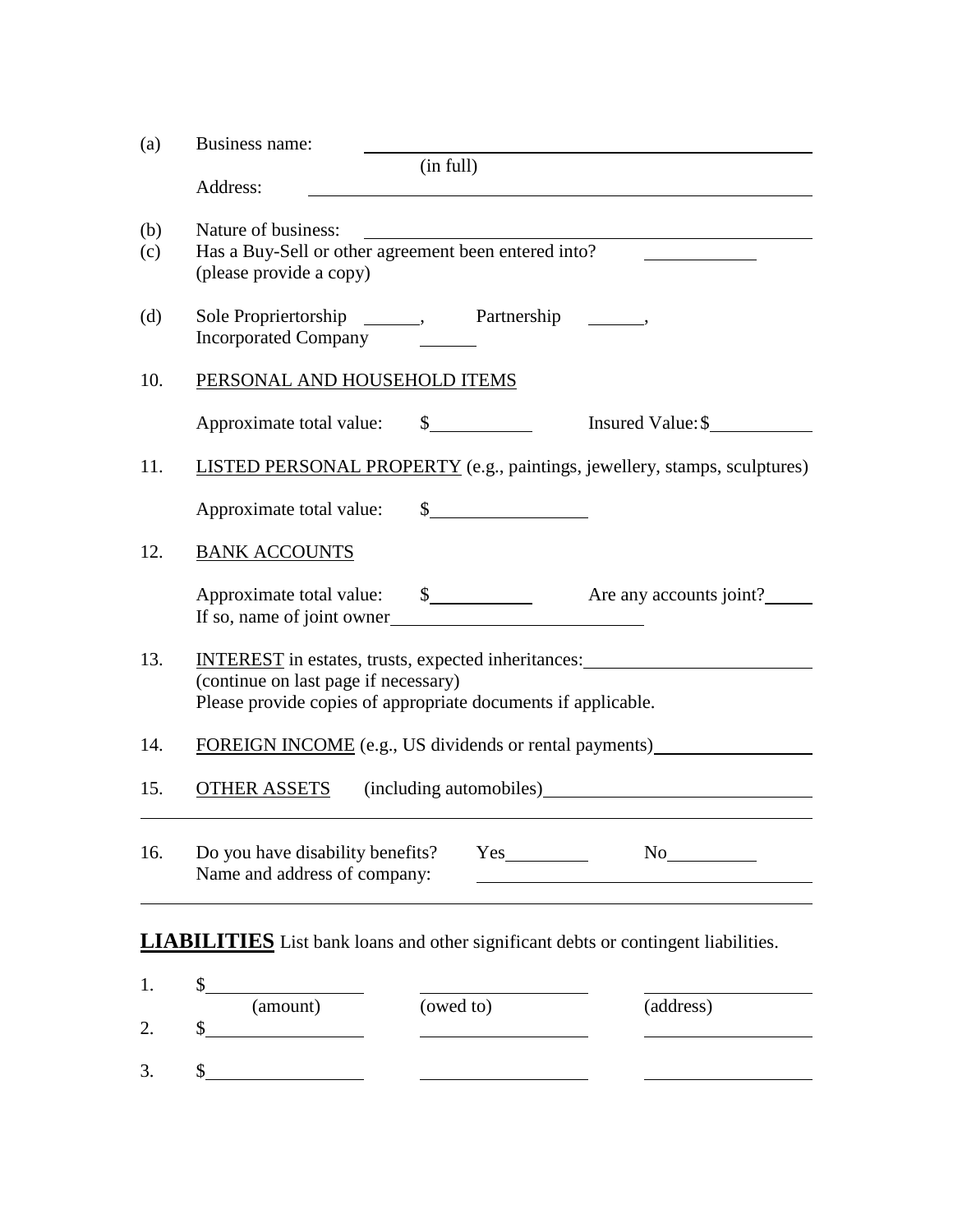(a) Business name: ______________________________________________
(in full)

Address: ______________________________________________

(b) Nature of business: ______________________________________________

(c) Has a Buy-Sell or other agreement been entered into? ____________
(please provide a copy)

(d) Sole Propriertorship ______, Partnership ______,
Incorporated Company ______

10. <u>PERSONAL AND HOUSEHOLD ITEMS</u>

Approximate total value: $__________ Insured Value: $__________

11. <u>LISTED PERSONAL PROPERTY</u> (e.g., paintings, jewellery, stamps, sculptures)

Approximate total value: $________________

12. <u>BANK ACCOUNTS</u>

Approximate total value: $__________ Are any accounts joint? _____
If so, name of joint owner ____________________________

13. <u>INTEREST</u> in estates, trusts, expected inheritances: ________________________
(continue on last page if necessary)
Please provide copies of appropriate documents if applicable.

14. <u>FOREIGN INCOME</u> (e.g., US dividends or rental payments) ________________

15. <u>OTHER ASSETS</u> (including automobiles) ____________________________

______________________________________________________________________

16. Do you have disability benefits? Yes_________ No_________
Name and address of company: ____________________________________

______________________________________________________________________

**<u>LIABILITIES</u>** List bank loans and other significant debts or contingent liabilities.

| | (amount) | (owed to) | (address) |
|---|---|---|---|
| 1. | $ | | |
| 2. | $ | | |
| 3. | $ | | |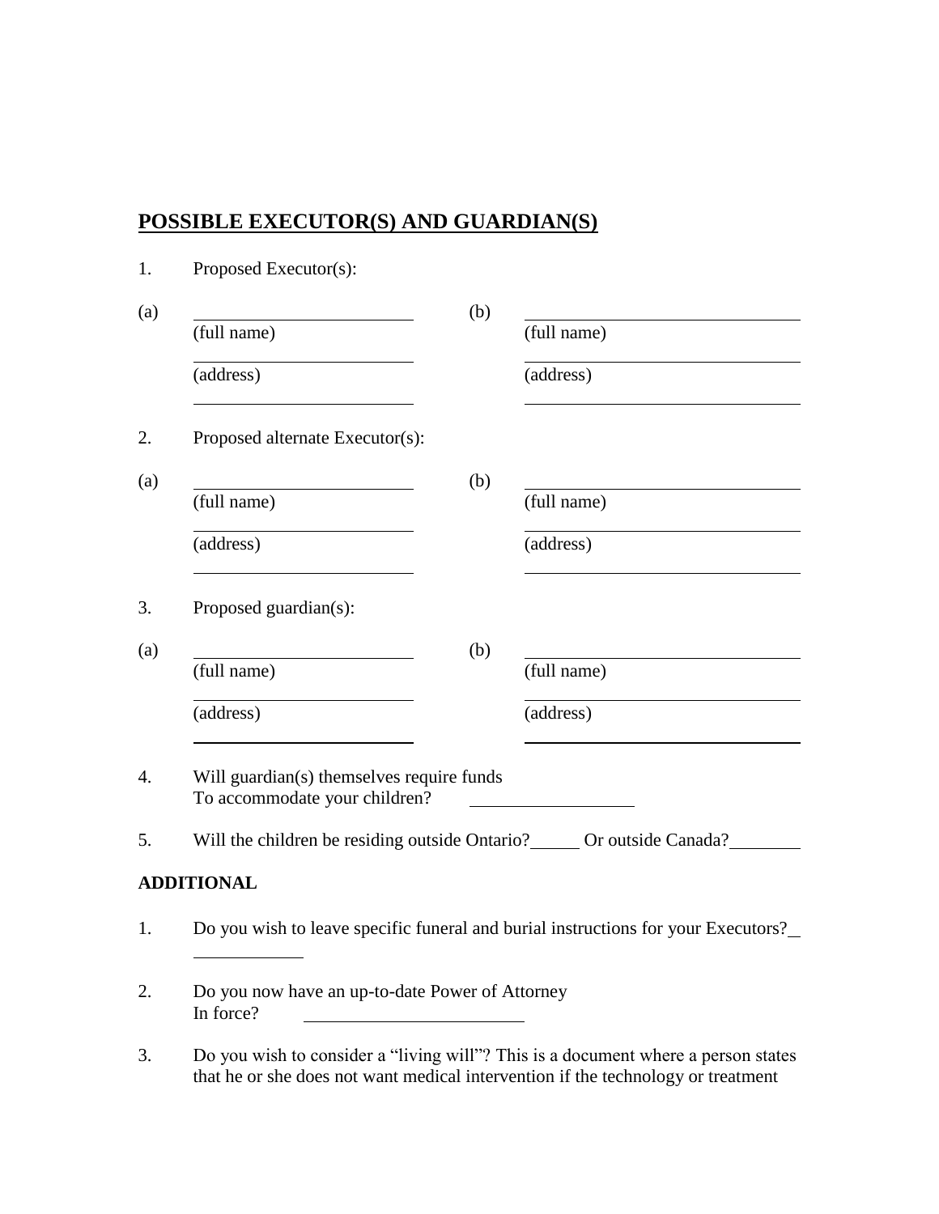## POSSIBLE EXECUTOR(S) AND GUARDIAN(S)

1. Proposed Executor(s):

(a) ________________________ (b) ________________________
(full name) (full name)

________________________ ________________________
(address) (address)

________________________ ________________________

2. Proposed alternate Executor(s):

(a) ________________________ (b) ________________________
(full name) (full name)

________________________ ________________________
(address) (address)

________________________ ________________________

3. Proposed guardian(s):

(a) ________________________ (b) ________________________
(full name) (full name)

________________________ ________________________
(address) (address)

________________________ ________________________

4. Will guardian(s) themselves require funds To accommodate your children? ________________

5. Will the children be residing outside Ontario?_____ Or outside Canada?________

**ADDITIONAL**

1. Do you wish to leave specific funeral and burial instructions for your Executors? ____________

2. Do you now have an up-to-date Power of Attorney In force? ______________________

3. Do you wish to consider a "living will"? This is a document where a person states that he or she does not want medical intervention if the technology or treatment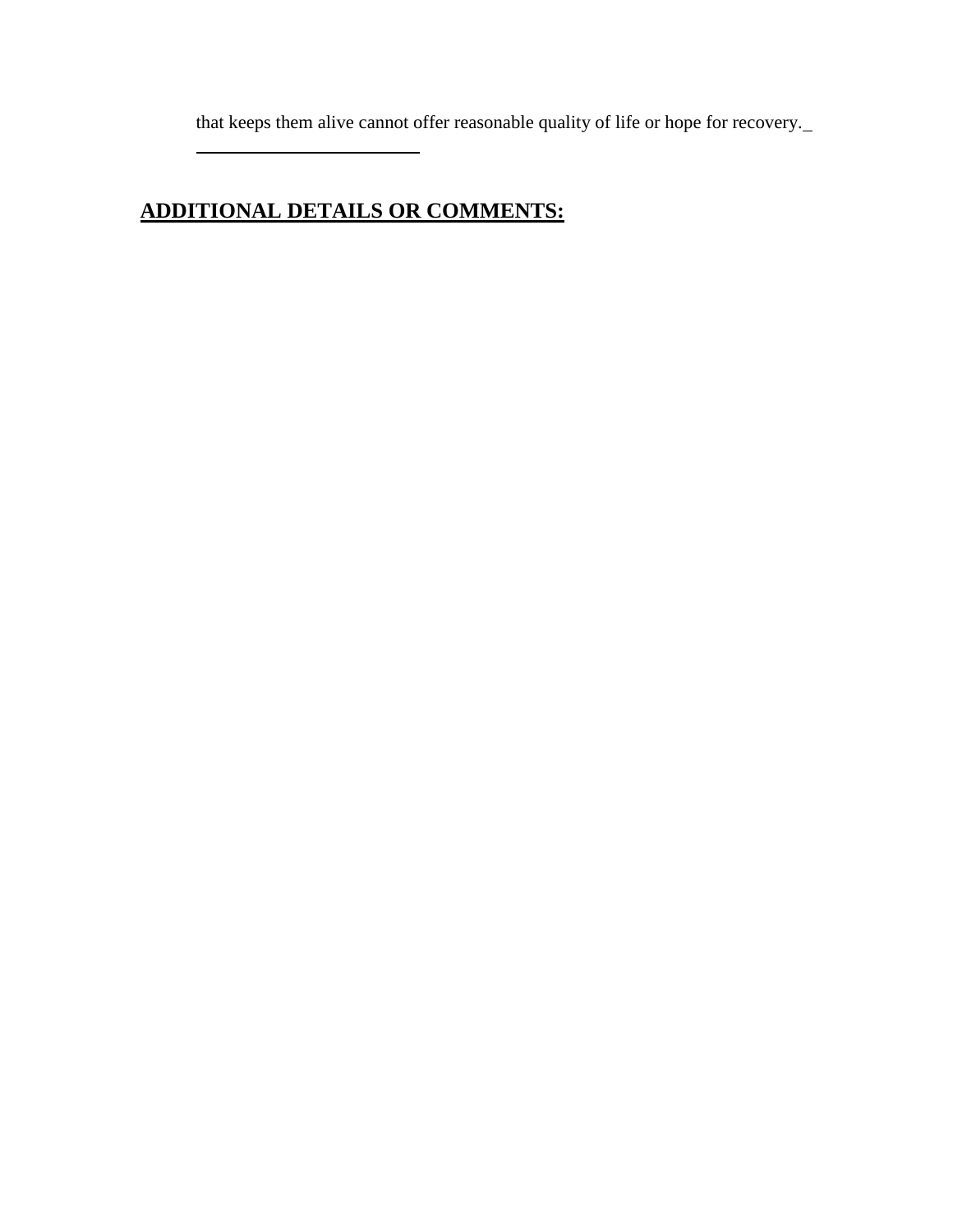that keeps them alive cannot offer reasonable quality of life or hope for recovery. ______________________

## **ADDITIONAL DETAILS OR COMMENTS:**